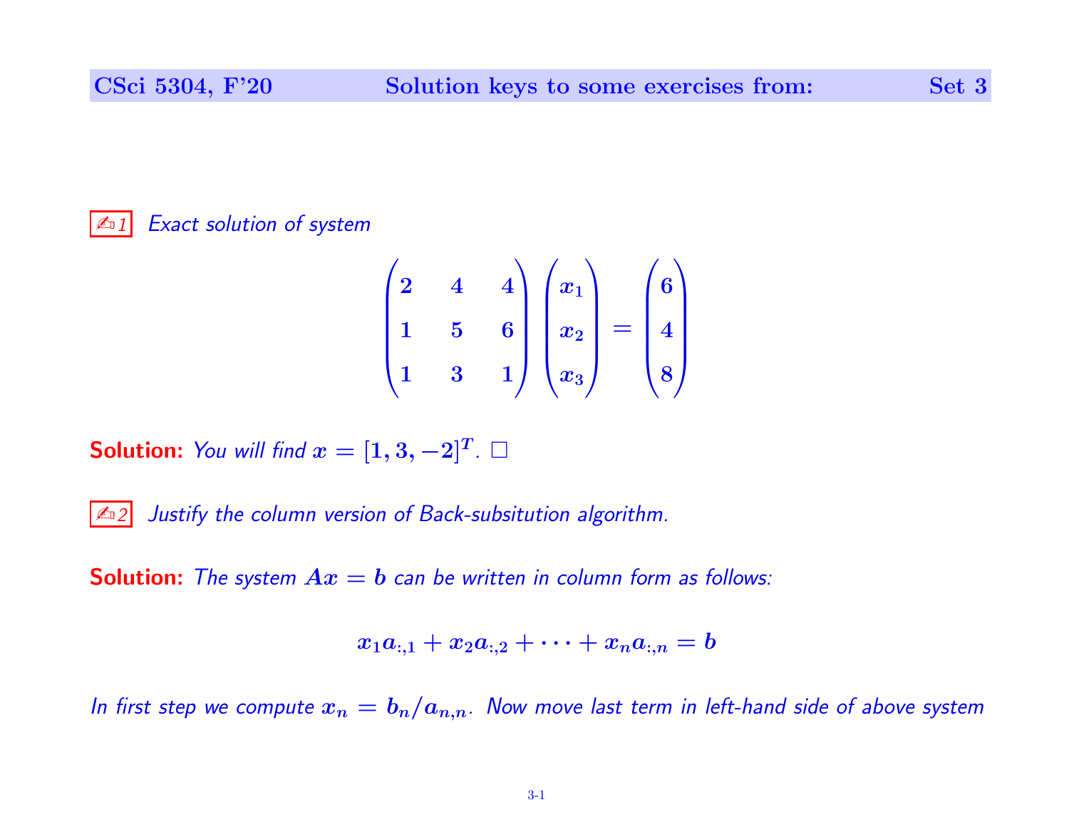✍1 *Exact solution of system*

$$\begin{pmatrix} 2 & 4 & 4 \\ 1 & 5 & 6 \\ 1 & 3 & 1 \end{pmatrix} \begin{pmatrix} x_1 \\ x_2 \\ x_3 \end{pmatrix} = \begin{pmatrix} 6 \\ 4 \\ 8 \end{pmatrix}$$

**Solution:** *You will find $x = [1, 3, -2]^T$.* □

✍2 *Justify the column version of Back-subsitution algorithm.*

**Solution:** *The system $Ax = b$ can be written in column form as follows:*

$$x_1 a_{:,1} + x_2 a_{:,2} + \cdots + x_n a_{:,n} = b$$

*In first step we compute $x_n = b_n / a_{n,n}$. Now move last term in left-hand side of above system*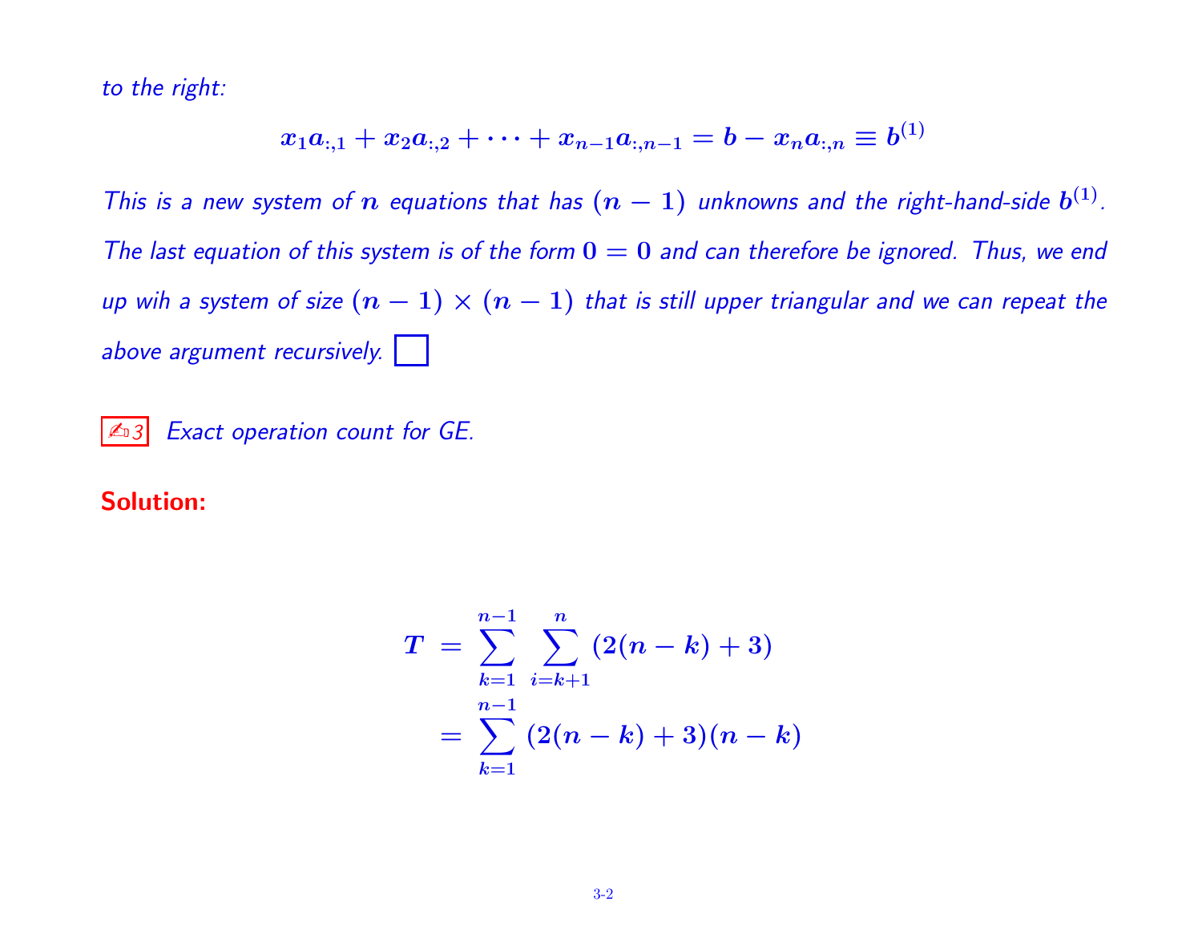*to the right:*

$$x_1 a_{:,1} + x_2 a_{:,2} + \cdots + x_{n-1} a_{:,n-1} = b - x_n a_{:,n} \equiv b^{(1)}$$

*This is a new system of $n$ equations that has $(n-1)$ unknowns and the right-hand-side $b^{(1)}$. The last equation of this system is of the form $0 = 0$ and can therefore be ignored. Thus, we end up wih a system of size $(n-1) \times (n-1)$ that is still upper triangular and we can repeat the above argument recursively.* ☐

✍ 3 *Exact operation count for GE.*

**Solution:**

$$\begin{aligned} T &= \sum_{k=1}^{n-1} \sum_{i=k+1}^{n} (2(n-k)+3) \\ &= \sum_{k=1}^{n-1} (2(n-k)+3)(n-k) \end{aligned}$$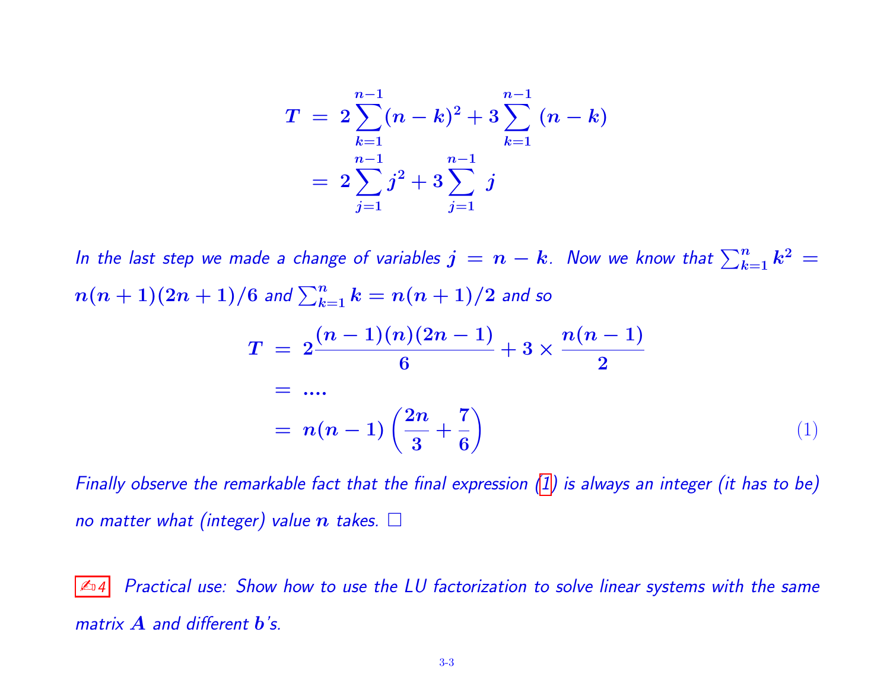$$
\begin{aligned}
T &= 2\sum_{k=1}^{n-1}(n-k)^2 + 3\sum_{k=1}^{n-1}(n-k) \\
&= 2\sum_{j=1}^{n-1} j^2 + 3\sum_{j=1}^{n-1} j
\end{aligned}
$$

*In the last step we made a change of variables $j = n - k$. Now we know that $\sum_{k=1}^{n} k^2 = n(n+1)(2n+1)/6$ and $\sum_{k=1}^{n} k = n(n+1)/2$ and so*

$$
\begin{aligned}
T &= 2\frac{(n-1)(n)(2n-1)}{6} + 3 \times \frac{n(n-1)}{2} \\
&= .... \\
&= n(n-1)\left(\frac{2n}{3} + \frac{7}{6}\right) \qquad (1)
\end{aligned}
$$

*Finally observe the remarkable fact that the final expression (1) is always an integer (it has to be) no matter what (integer) value $n$ takes.* □

✍4 *Practical use: Show how to use the LU factorization to solve linear systems with the same matrix $A$ and different $b$'s.*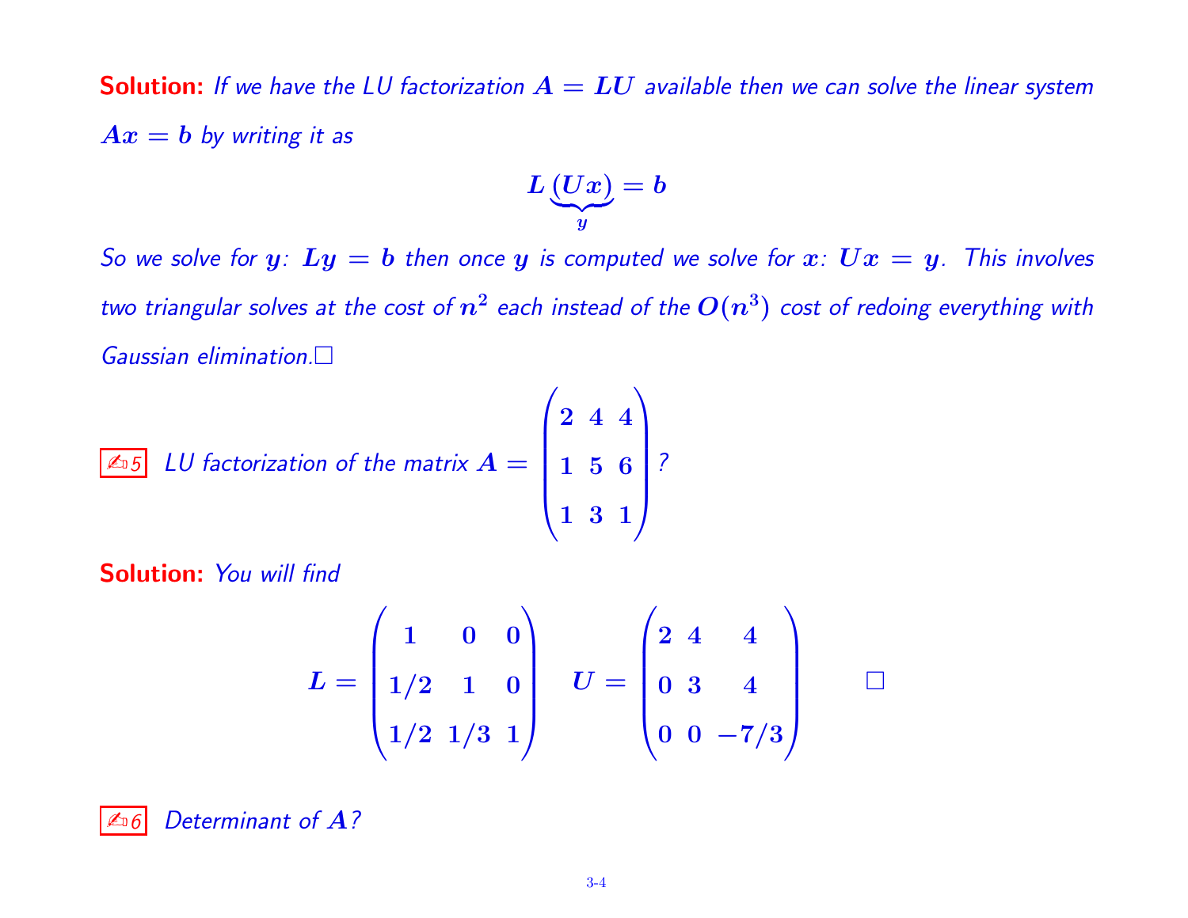**Solution:** *If we have the LU factorization $A = LU$ available then we can solve the linear system $Ax = b$ by writing it as*

$$L\underbrace{(Ux)}_{y} = b$$

*So we solve for $y$: $Ly = b$ then once $y$ is computed we solve for $x$: $Ux = y$. This involves two triangular solves at the cost of $n^2$ each instead of the $O(n^3)$ cost of redoing everything with Gaussian elimination.* □

✍5 *LU factorization of the matrix* $A = \begin{pmatrix} 2 & 4 & 4 \\ 1 & 5 & 6 \\ 1 & 3 & 1 \end{pmatrix}$*?*

**Solution:** *You will find*

$$L = \begin{pmatrix} 1 & 0 & 0 \\ 1/2 & 1 & 0 \\ 1/2 & 1/3 & 1 \end{pmatrix} \quad U = \begin{pmatrix} 2 & 4 & 4 \\ 0 & 3 & 4 \\ 0 & 0 & -7/3 \end{pmatrix} \qquad \square$$

✍6 *Determinant of $A$?*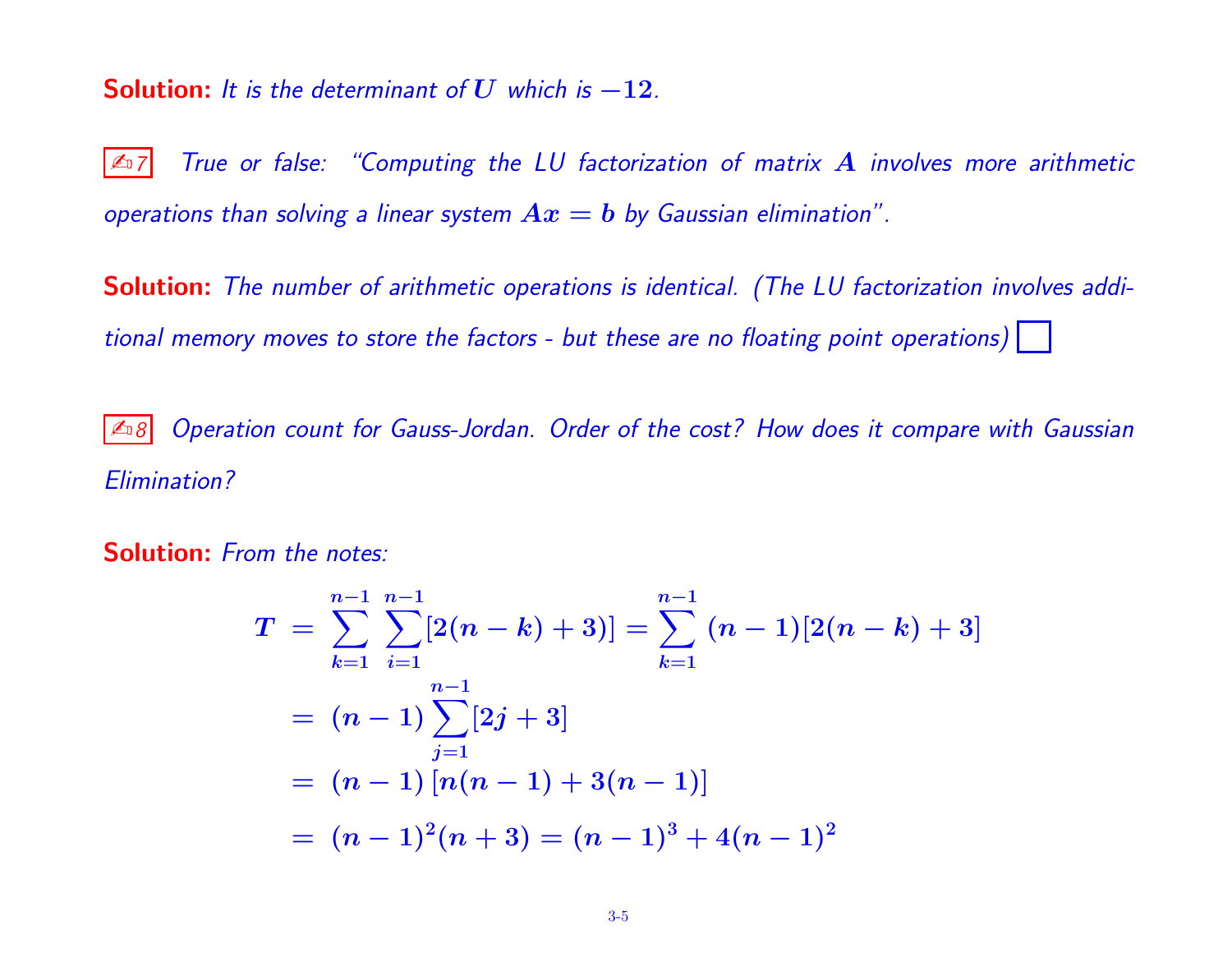**Solution:** *It is the determinant of $U$ which is $-12$.*

✍7 *True or false: "Computing the LU factorization of matrix $A$ involves more arithmetic operations than solving a linear system $Ax = b$ by Gaussian elimination".*

**Solution:** *The number of arithmetic operations is identical. (The LU factorization involves additional memory moves to store the factors - but these are no floating point operations)* ☐

✍8 *Operation count for Gauss-Jordan. Order of the cost? How does it compare with Gaussian Elimination?*

**Solution:** *From the notes:*

$$
\begin{aligned}
T &= \sum_{k=1}^{n-1} \sum_{i=1}^{n-1} [2(n-k)+3)] = \sum_{k=1}^{n-1} (n-1)[2(n-k)+3] \\
&= (n-1)\sum_{j=1}^{n-1}[2j+3] \\
&= (n-1)\left[n(n-1)+3(n-1)\right] \\
&= (n-1)^2(n+3) = (n-1)^3 + 4(n-1)^2
\end{aligned}
$$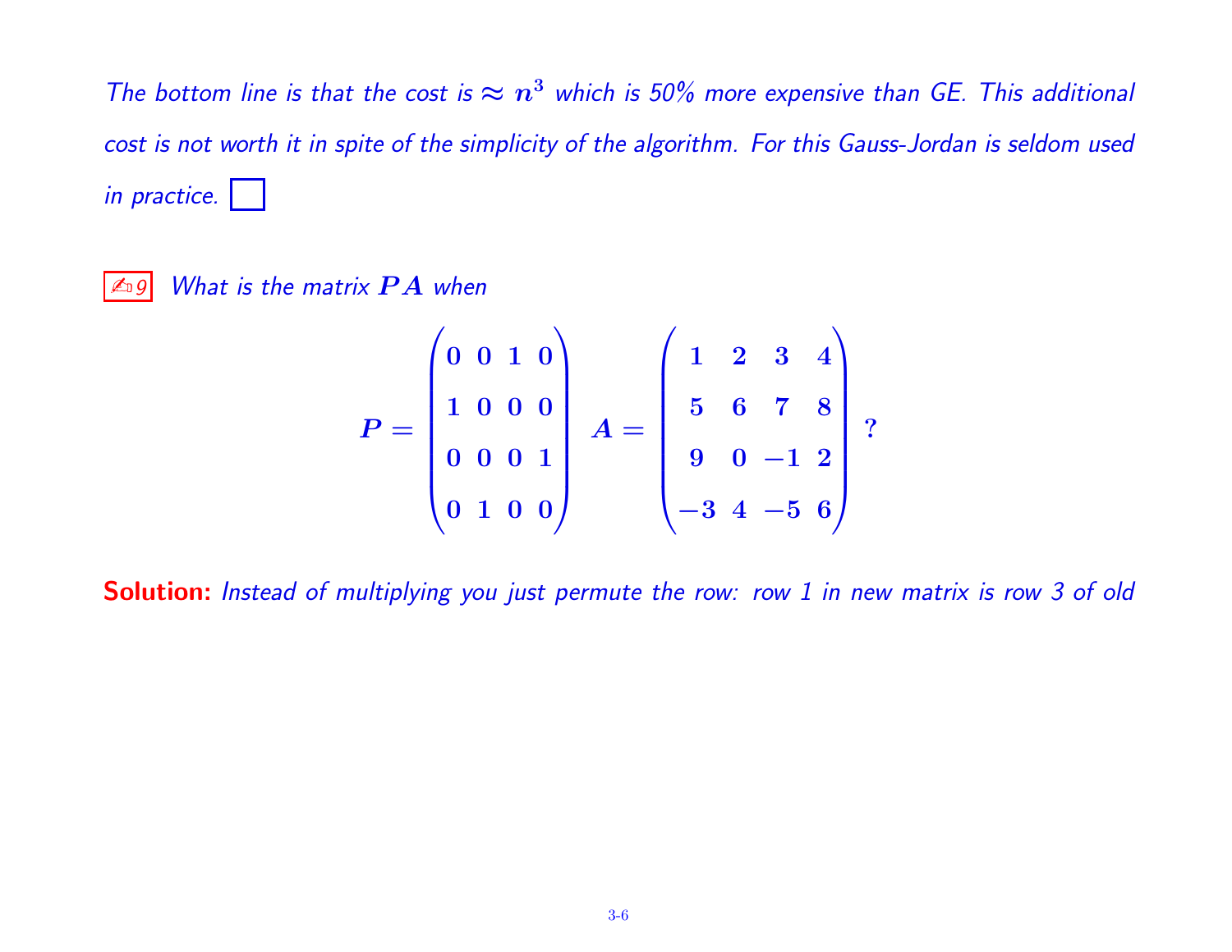*The bottom line is that the cost is $\approx n^3$ which is 50% more expensive than GE. This additional cost is not worth it in spite of the simplicity of the algorithm. For this Gauss-Jordan is seldom used in practice.* ☐

✍ 9 *What is the matrix $PA$ when*

$$P = \begin{pmatrix} 0 & 0 & 1 & 0 \\ 1 & 0 & 0 & 0 \\ 0 & 0 & 0 & 1 \\ 0 & 1 & 0 & 0 \end{pmatrix} \quad A = \begin{pmatrix} 1 & 2 & 3 & 4 \\ 5 & 6 & 7 & 8 \\ 9 & 0 & -1 & 2 \\ -3 & 4 & -5 & 6 \end{pmatrix} ?$$

**Solution:** *Instead of multiplying you just permute the row: row 1 in new matrix is row 3 of old*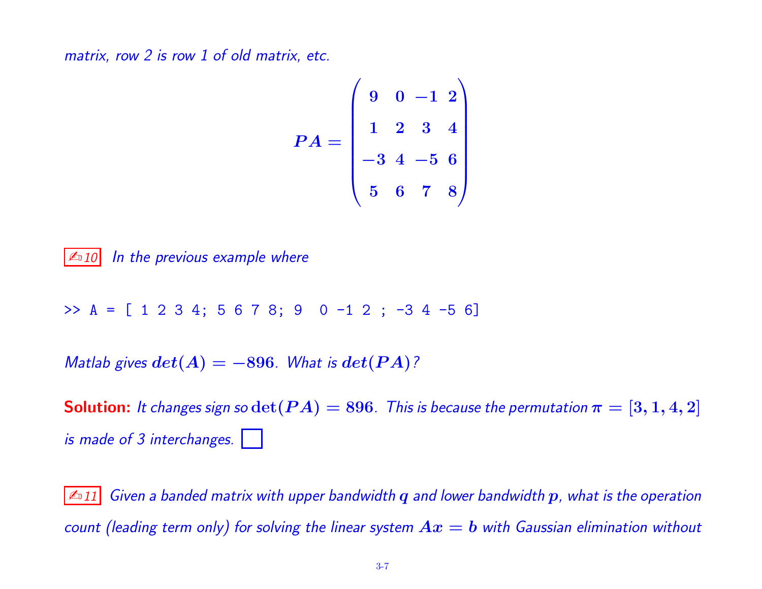*matrix, row 2 is row 1 of old matrix, etc.*

$$PA = \begin{pmatrix} 9 & 0 & -1 & 2 \\ 1 & 2 & 3 & 4 \\ -3 & 4 & -5 & 6 \\ 5 & 6 & 7 & 8 \end{pmatrix}$$

✍10 *In the previous example where*

```
>> A = [ 1 2 3 4; 5 6 7 8; 9  0 -1 2 ; -3 4 -5 6]
```

*Matlab gives* $det(A) = -896$*. What is* $det(PA)$*?*

**Solution:** *It changes sign so* $\det(PA) = 896$*. This is because the permutation* $\pi = [3, 1, 4, 2]$ *is made of 3 interchanges.* ☐

✍11 *Given a banded matrix with upper bandwidth* $q$ *and lower bandwidth* $p$*, what is the operation count (leading term only) for solving the linear system* $Ax = b$ *with Gaussian elimination without*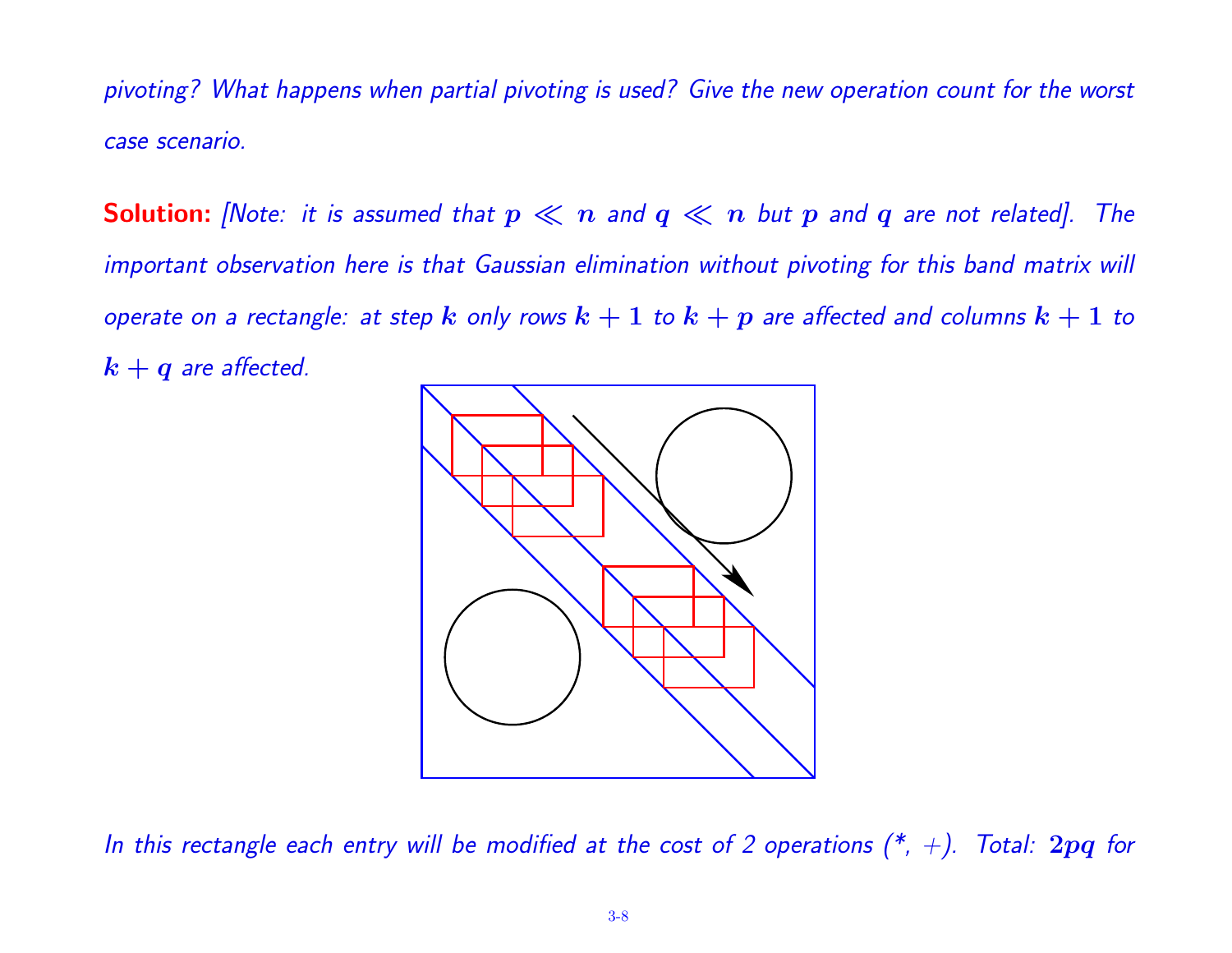*pivoting? What happens when partial pivoting is used? Give the new operation count for the worst case scenario.*

**Solution:** *[Note: it is assumed that $p \ll n$ and $q \ll n$ but $p$ and $q$ are not related]. The important observation here is that Gaussian elimination without pivoting for this band matrix will operate on a rectangle: at step $k$ only rows $k+1$ to $k+p$ are affected and columns $k+1$ to $k+q$ are affected.*

*In this rectangle each entry will be modified at the cost of 2 operations (\*, +). Total: $2pq$ for*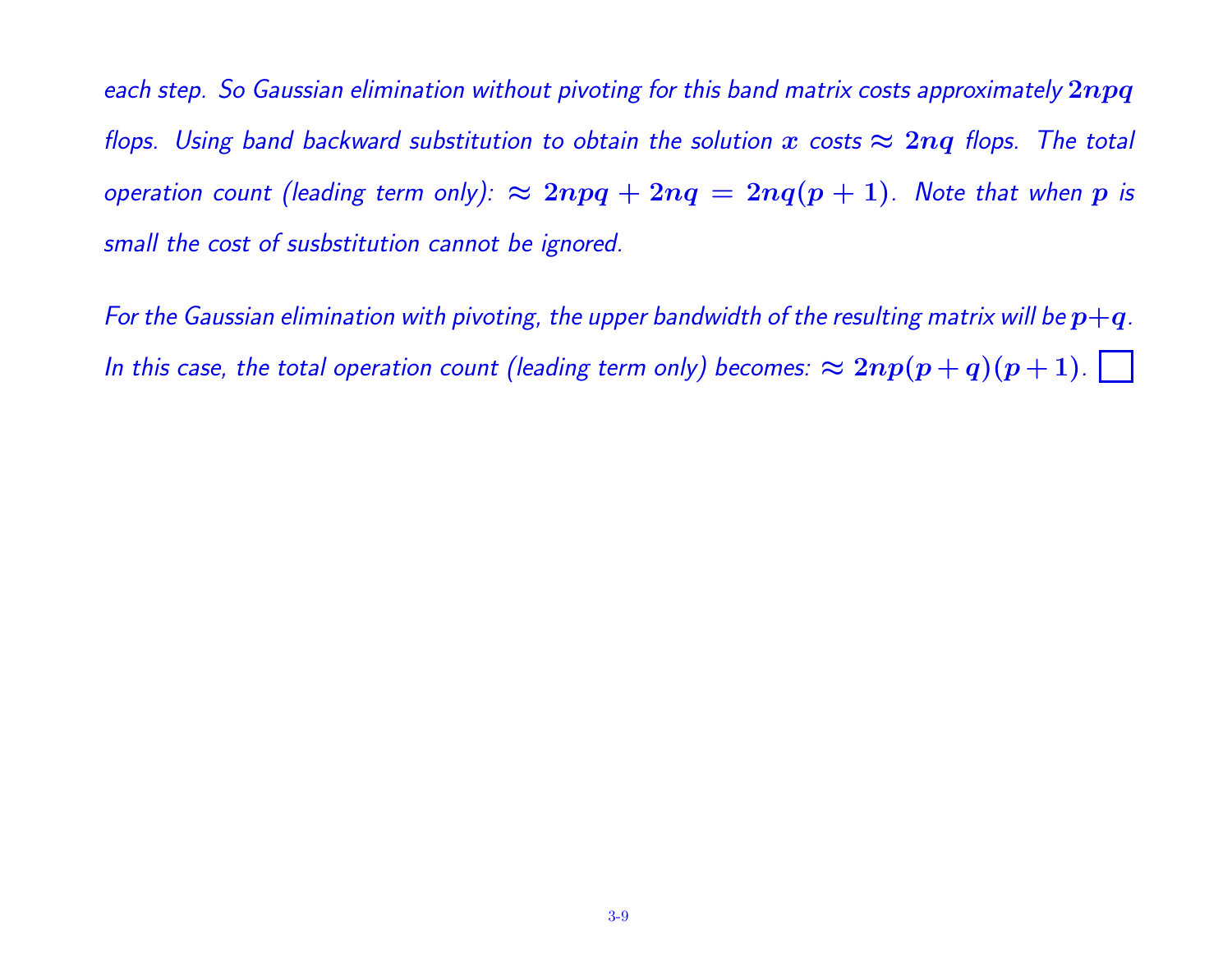*each step. So Gaussian elimination without pivoting for this band matrix costs approximately $2npq$ flops. Using band backward substitution to obtain the solution $x$ costs $\approx 2nq$ flops. The total operation count (leading term only): $\approx 2npq + 2nq = 2nq(p+1)$. Note that when $p$ is small the cost of susbstitution cannot be ignored.*

*For the Gaussian elimination with pivoting, the upper bandwidth of the resulting matrix will be $p+q$. In this case, the total operation count (leading term only) becomes: $\approx 2np(p+q)(p+1)$.* $\square$